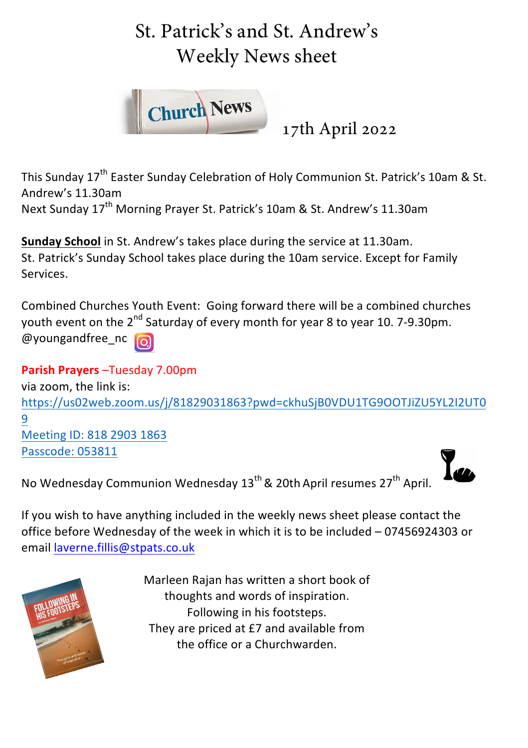# St. Patrick's and St. Andrew's Weekly News sheet

Church News 17th April 2022

This Sunday 17th Easter Sunday Celebration of Holy Communion St. Patrick's 10am & St. Andrew's 11.30am
Next Sunday 17th Morning Prayer St. Patrick's 10am & St. Andrew's 11.30am

**Sunday School** in St. Andrew's takes place during the service at 11.30am.
St. Patrick's Sunday School takes place during the 10am service. Except for Family Services.

Combined Churches Youth Event: Going forward there will be a combined churches youth event on the 2nd Saturday of every month for year 8 to year 10. 7-9.30pm.
@youngandfree_nc

**Parish Prayers** –Tuesday 7.00pm
via zoom, the link is:
https://us02web.zoom.us/j/81829031863?pwd=ckhuSjB0VDU1TG9OOTJiZU5YL2I2UT09
Meeting ID: 818 2903 1863
Passcode: 053811

No Wednesday Communion Wednesday 13th & 20th April resumes 27th April.

If you wish to have anything included in the weekly news sheet please contact the office before Wednesday of the week in which it is to be included – 07456924303 or email laverne.fillis@stpats.co.uk

Marleen Rajan has written a short book of thoughts and words of inspiration.
Following in his footsteps.
They are priced at £7 and available from the office or a Churchwarden.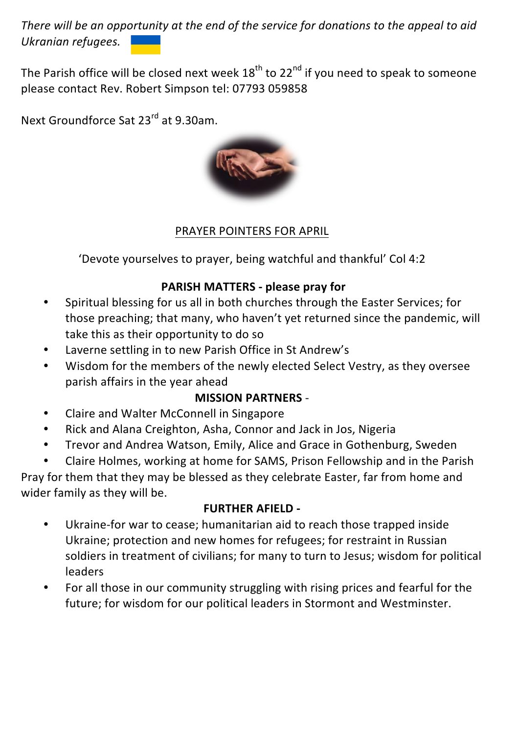*There will be an opportunity at the end of the service for donations to the appeal to aid Ukranian refugees.*

The Parish office will be closed next week 18th to 22nd if you need to speak to someone please contact Rev. Robert Simpson tel: 07793 059858

Next Groundforce Sat 23rd at 9.30am.

## PRAYER POINTERS FOR APRIL

'Devote yourselves to prayer, being watchful and thankful' Col 4:2

**PARISH MATTERS - please pray for**

- Spiritual blessing for us all in both churches through the Easter Services; for those preaching; that many, who haven't yet returned since the pandemic, will take this as their opportunity to do so
- Laverne settling in to new Parish Office in St Andrew's
- Wisdom for the members of the newly elected Select Vestry, as they oversee parish affairs in the year ahead

**MISSION PARTNERS** -

- Claire and Walter McConnell in Singapore
- Rick and Alana Creighton, Asha, Connor and Jack in Jos, Nigeria
- Trevor and Andrea Watson, Emily, Alice and Grace in Gothenburg, Sweden
- Claire Holmes, working at home for SAMS, Prison Fellowship and in the Parish

Pray for them that they may be blessed as they celebrate Easter, far from home and wider family as they will be.

**FURTHER AFIELD -**

- Ukraine-for war to cease; humanitarian aid to reach those trapped inside Ukraine; protection and new homes for refugees; for restraint in Russian soldiers in treatment of civilians; for many to turn to Jesus; wisdom for political leaders
- For all those in our community struggling with rising prices and fearful for the future; for wisdom for our political leaders in Stormont and Westminster.